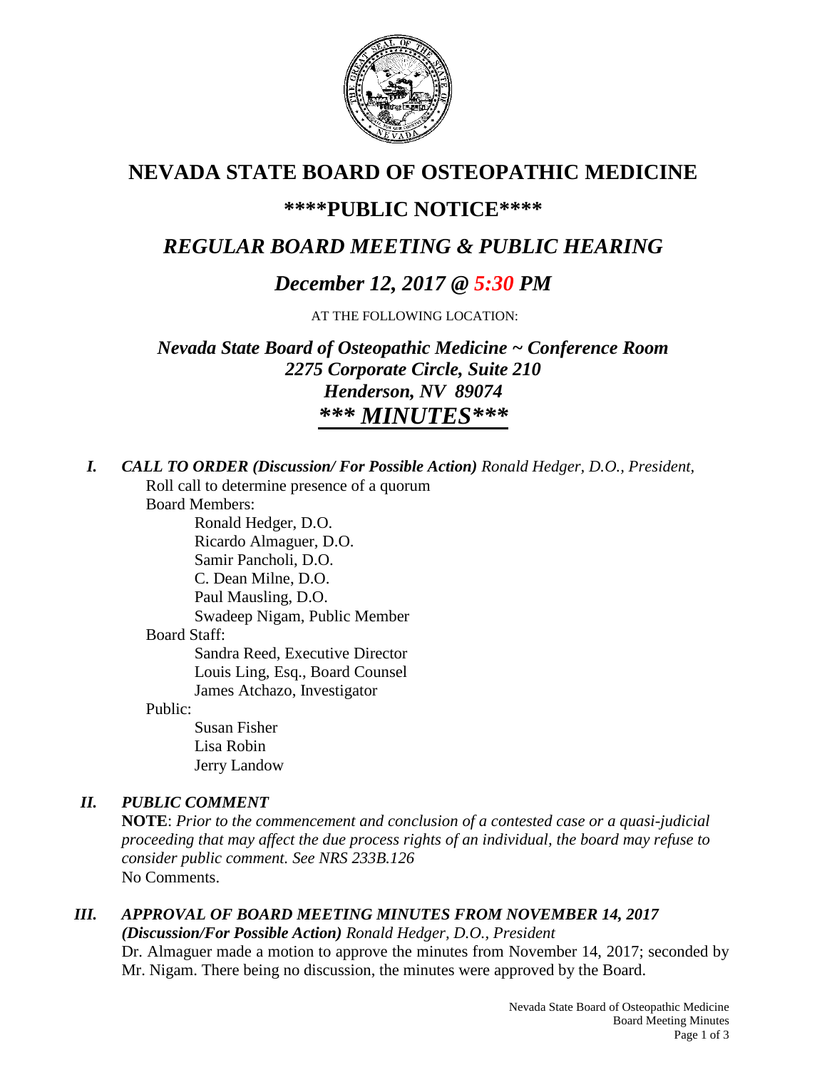# NEVADA STATE BOARD OF OSTEOPATHIC MEDICINE

## \*\*\*\*PUBLIC NOTICE\*\*\*\*

## *REGULAR BOARD MEETING & PUBLIC HEARING*

## *December 12, 2017 @ 5:30 PM*

AT THE FOLLOWING LOCATION:

***Nevada State Board of Osteopathic Medicine ~ Conference Room***
***2275 Corporate Circle, Suite 210***
***Henderson, NV 89074***

## ***\*\*\* MINUTES\*\*\****

***I. CALL TO ORDER (Discussion/ For Possible Action)*** *Ronald Hedger, D.O., President,*

Roll call to determine presence of a quorum

Board Members:

Ronald Hedger, D.O.
Ricardo Almaguer, D.O.
Samir Pancholi, D.O.
C. Dean Milne, D.O.
Paul Mausling, D.O.
Swadeep Nigam, Public Member

Board Staff:

Sandra Reed, Executive Director
Louis Ling, Esq., Board Counsel
James Atchazo, Investigator

Public:

Susan Fisher
Lisa Robin
Jerry Landow

***II. PUBLIC COMMENT***

**NOTE**: *Prior to the commencement and conclusion of a contested case or a quasi-judicial proceeding that may affect the due process rights of an individual, the board may refuse to consider public comment. See NRS 233B.126*

No Comments.

***III. APPROVAL OF BOARD MEETING MINUTES FROM NOVEMBER 14, 2017***
***(Discussion/For Possible Action)*** *Ronald Hedger, D.O., President*

Dr. Almaguer made a motion to approve the minutes from November 14, 2017; seconded by Mr. Nigam. There being no discussion, the minutes were approved by the Board.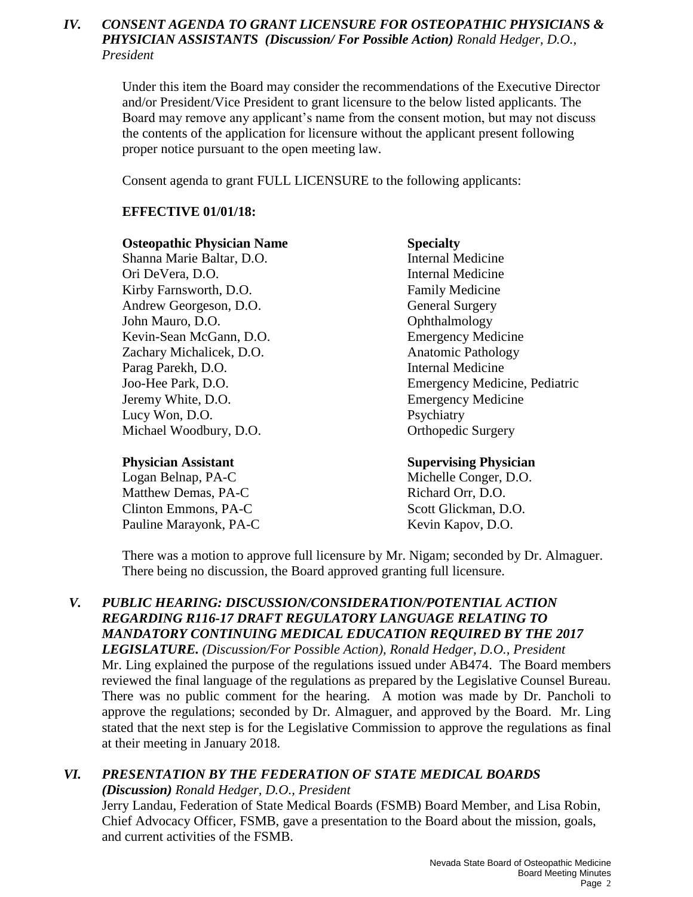## IV. *CONSENT AGENDA TO GRANT LICENSURE FOR OSTEOPATHIC PHYSICIANS & PHYSICIAN ASSISTANTS (Discussion/ For Possible Action) Ronald Hedger, D.O., President*

Under this item the Board may consider the recommendations of the Executive Director and/or President/Vice President to grant licensure to the below listed applicants. The Board may remove any applicant's name from the consent motion, but may not discuss the contents of the application for licensure without the applicant present following proper notice pursuant to the open meeting law.

Consent agenda to grant FULL LICENSURE to the following applicants:

**EFFECTIVE 01/01/18:**

| **Osteopathic Physician Name** | **Specialty** |
|---|---|
| Shanna Marie Baltar, D.O. | Internal Medicine |
| Ori DeVera, D.O. | Internal Medicine |
| Kirby Farnsworth, D.O. | Family Medicine |
| Andrew Georgeson, D.O. | General Surgery |
| John Mauro, D.O. | Ophthalmology |
| Kevin-Sean McGann, D.O. | Emergency Medicine |
| Zachary Michalicek, D.O. | Anatomic Pathology |
| Parag Parekh, D.O. | Internal Medicine |
| Joo-Hee Park, D.O. | Emergency Medicine, Pediatric |
| Jeremy White, D.O. | Emergency Medicine |
| Lucy Won, D.O. | Psychiatry |
| Michael Woodbury, D.O. | Orthopedic Surgery |

| **Physician Assistant** | **Supervising Physician** |
|---|---|
| Logan Belnap, PA-C | Michelle Conger, D.O. |
| Matthew Demas, PA-C | Richard Orr, D.O. |
| Clinton Emmons, PA-C | Scott Glickman, D.O. |
| Pauline Marayonk, PA-C | Kevin Kapov, D.O. |

There was a motion to approve full licensure by Mr. Nigam; seconded by Dr. Almaguer. There being no discussion, the Board approved granting full licensure.

## V. *PUBLIC HEARING: DISCUSSION/CONSIDERATION/POTENTIAL ACTION REGARDING R116-17 DRAFT REGULATORY LANGUAGE RELATING TO MANDATORY CONTINUING MEDICAL EDUCATION REQUIRED BY THE 2017 LEGISLATURE. (Discussion/For Possible Action), Ronald Hedger, D.O., President*

Mr. Ling explained the purpose of the regulations issued under AB474. The Board members reviewed the final language of the regulations as prepared by the Legislative Counsel Bureau. There was no public comment for the hearing. A motion was made by Dr. Pancholi to approve the regulations; seconded by Dr. Almaguer, and approved by the Board. Mr. Ling stated that the next step is for the Legislative Commission to approve the regulations as final at their meeting in January 2018.

## VI. *PRESENTATION BY THE FEDERATION OF STATE MEDICAL BOARDS (Discussion) Ronald Hedger, D.O., President*

Jerry Landau, Federation of State Medical Boards (FSMB) Board Member, and Lisa Robin, Chief Advocacy Officer, FSMB, gave a presentation to the Board about the mission, goals, and current activities of the FSMB.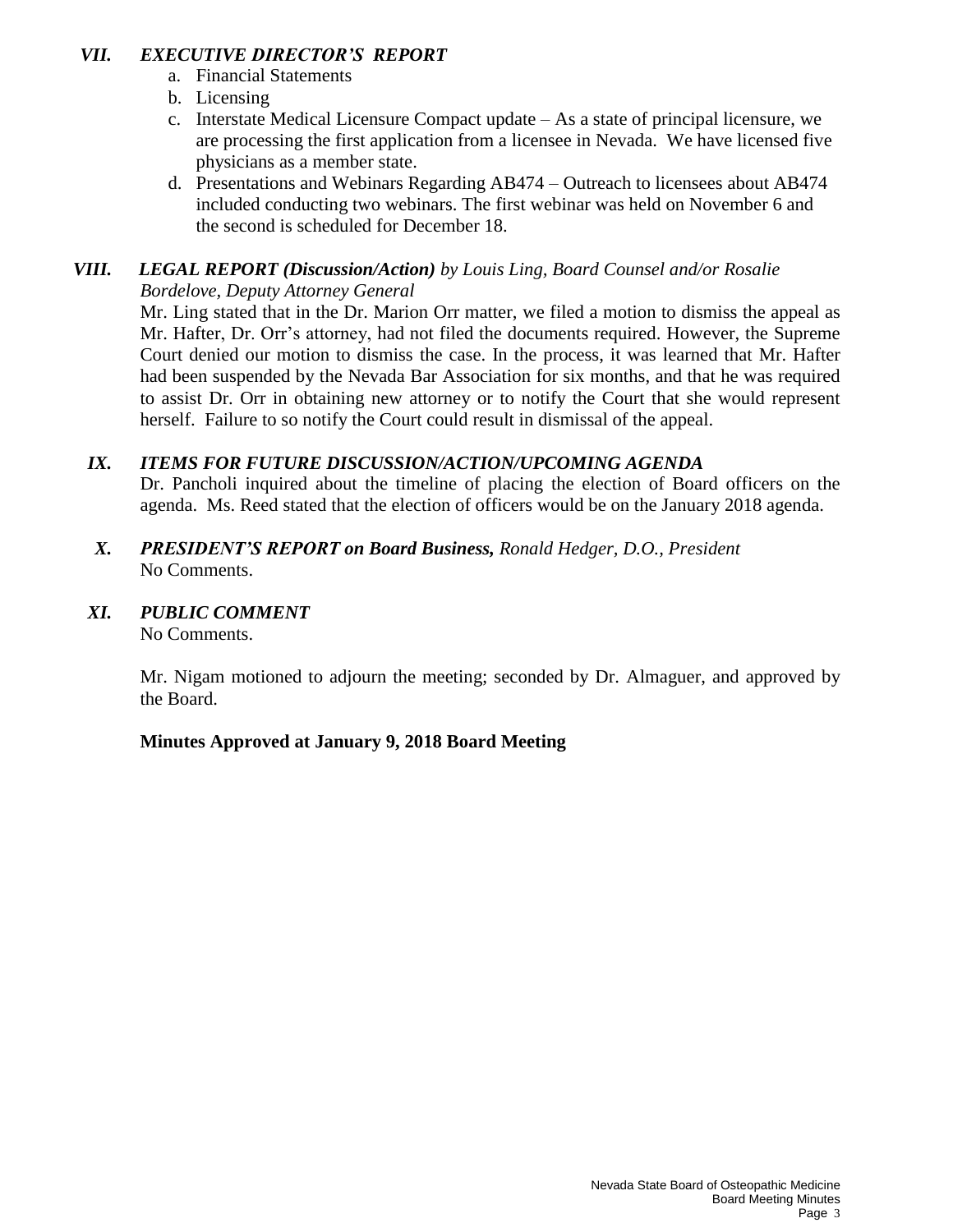### *VII. EXECUTIVE DIRECTOR'S REPORT*

a. Financial Statements
b. Licensing
c. Interstate Medical Licensure Compact update – As a state of principal licensure, we are processing the first application from a licensee in Nevada. We have licensed five physicians as a member state.
d. Presentations and Webinars Regarding AB474 – Outreach to licensees about AB474 included conducting two webinars. The first webinar was held on November 6 and the second is scheduled for December 18.

### *VIII. LEGAL REPORT (Discussion/Action) by Louis Ling, Board Counsel and/or Rosalie Bordelove, Deputy Attorney General*

Mr. Ling stated that in the Dr. Marion Orr matter, we filed a motion to dismiss the appeal as Mr. Hafter, Dr. Orr's attorney, had not filed the documents required. However, the Supreme Court denied our motion to dismiss the case. In the process, it was learned that Mr. Hafter had been suspended by the Nevada Bar Association for six months, and that he was required to assist Dr. Orr in obtaining new attorney or to notify the Court that she would represent herself. Failure to so notify the Court could result in dismissal of the appeal.

### *IX. ITEMS FOR FUTURE DISCUSSION/ACTION/UPCOMING AGENDA*

Dr. Pancholi inquired about the timeline of placing the election of Board officers on the agenda. Ms. Reed stated that the election of officers would be on the January 2018 agenda.

### *X. PRESIDENT'S REPORT on Board Business, Ronald Hedger, D.O., President*

No Comments.

### *XI. PUBLIC COMMENT*

No Comments.

Mr. Nigam motioned to adjourn the meeting; seconded by Dr. Almaguer, and approved by the Board.

**Minutes Approved at January 9, 2018 Board Meeting**